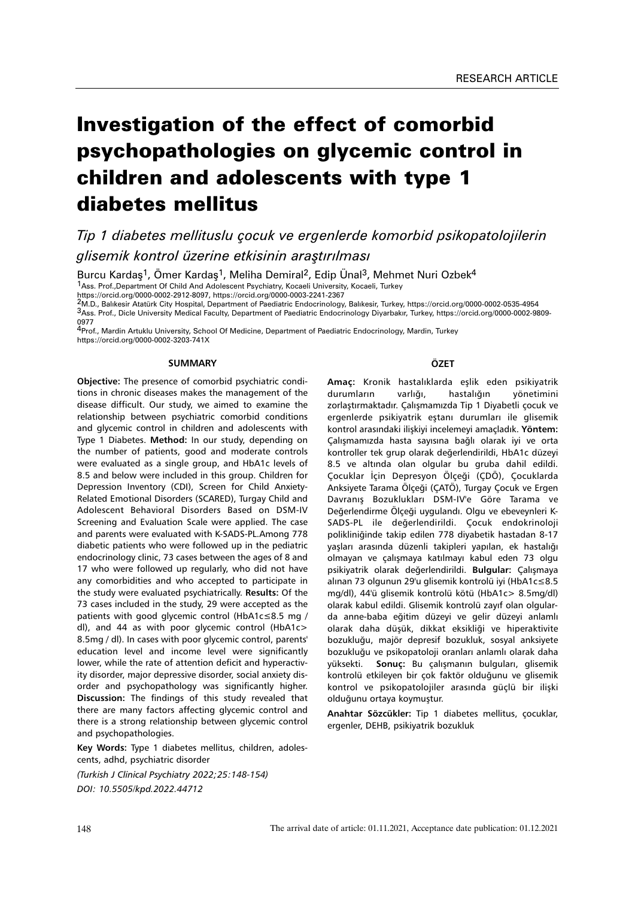RESEARCH ARTICLE

# Investigation of the effect of comorbid psychopathologies on glycemic control in children and adolescents with type 1 diabetes mellitus

*Tip 1 diabetes mellituslu çocuk ve ergenlerde komorbid psikopatolojilerin glisemik kontrol üzerine etkisinin araştırılması*

Burcu Kardaş[1], Ömer Kardaş[1], Meliha Demiral[2], Edip Ünal[3], Mehmet Nuri Ozbek[4]

[1]Ass. Prof.,Department Of Child And Adolescent Psychiatry, Kocaeli University, Kocaeli, Turkey
https://orcid.org/0000-0002-2912-8097, https://orcid.org/0000-0003-2241-2367

[2]M.D., Balıkesir Atatürk City Hospital, Department of Paediatric Endocrinology, Balıkesir, Turkey, https://orcid.org/0000-0002-0535-4954

[3]Ass. Prof., Dicle University Medical Faculty, Department of Paediatric Endocrinology Diyarbakır, Turkey, https://orcid.org/0000-0002-9809-0977

[4]Prof., Mardin Artuklu University, School Of Medicine, Department of Paediatric Endocrinology, Mardin, Turkey
https://orcid.org/0000-0002-3203-741X

## SUMMARY

**Objective:** The presence of comorbid psychiatric conditions in chronic diseases makes the management of the disease difficult. Our study, we aimed to examine the relationship between psychiatric comorbid conditions and glycemic control in children and adolescents with Type 1 Diabetes. **Method:** In our study, depending on the number of patients, good and moderate controls were evaluated as a single group, and HbA1c levels of 8.5 and below were included in this group. Children for Depression Inventory (CDI), Screen for Child Anxiety-Related Emotional Disorders (SCARED), Turgay Child and Adolescent Behavioral Disorders Based on DSM-IV Screening and Evaluation Scale were applied. The case and parents were evaluated with K-SADS-PL.Among 778 diabetic patients who were followed up in the pediatric endocrinology clinic, 73 cases between the ages of 8 and 17 who were followed up regularly, who did not have any comorbidities and who accepted to participate in the study were evaluated psychiatrically. **Results:** Of the 73 cases included in the study, 29 were accepted as the patients with good glycemic control (HbA1c≤8.5 mg / dl), and 44 as with poor glycemic control (HbA1c> 8.5mg / dl). In cases with poor glycemic control, parents' education level and income level were significantly lower, while the rate of attention deficit and hyperactivity disorder, major depressive disorder, social anxiety disorder and psychopathology was significantly higher. **Discussion:** The findings of this study revealed that there are many factors affecting glycemic control and there is a strong relationship between glycemic control and psychopathologies.

**Key Words:** Type 1 diabetes mellitus, children, adolescents, adhd, psychiatric disorder

*(Turkish J Clinical Psychiatry 2022;25:148-154)*

*DOI: 10.5505/kpd.2022.44712*

## ÖZET

**Amaç:** Kronik hastalıklarda eşlik eden psikiyatrik durumların varlığı, hastalığın yönetimini zorlaştırmaktadır. Çalışmamızda Tip 1 Diyabetli çocuk ve ergenlerde psikiyatrik eştanı durumları ile glisemik kontrol arasındaki ilişkiyi incelemeyi amaçladık. **Yöntem:** Çalışmamızda hasta sayısına bağlı olarak iyi ve orta kontroller tek grup olarak değerlendirildi, HbA1c düzeyi 8.5 ve altında olan olgular bu gruba dahil edildi. Çocuklar İçin Depresyon Ölçeği (ÇDÖ), Çocuklarda Anksiyete Tarama Ölçeği (ÇATÖ), Turgay Çocuk ve Ergen Davranış Bozuklukları DSM-IV'e Göre Tarama ve Değerlendirme Ölçeği uygulandı. Olgu ve ebeveynleri K-SADS-PL ile değerlendirildi. Çocuk endokrinoloji polikliniğinde takip edilen 778 diyabetik hastadan 8-17 yaşları arasında düzenli takipleri yapılan, ek hastalığı olmayan ve çalışmaya katılmayı kabul eden 73 olgu psikiyatrik olarak değerlendirildi. **Bulgular:** Çalışmaya alınan 73 olgunun 29'u glisemik kontrolü iyi (HbA1c≤8.5 mg/dl), 44'ü glisemik kontrolü kötü (HbA1c> 8.5mg/dl) olarak kabul edildi. Glisemik kontrolü zayıf olan olgularda anne-baba eğitim düzeyi ve gelir düzeyi anlamlı olarak daha düşük, dikkat eksikliği ve hiperaktivite bozukluğu, majör depresif bozukluk, sosyal anksiyete bozukluğu ve psikopatoloji oranları anlamlı olarak daha yüksekti. **Sonuç:** Bu çalışmanın bulguları, glisemik kontrolü etkileyen bir çok faktör olduğunu ve glisemik kontrol ve psikopatolojiler arasında güçlü bir ilişki olduğunu ortaya koymuştur.

**Anahtar Sözcükler:** Tip 1 diabetes mellitus, çocuklar, ergenler, DEHB, psikiyatrik bozukluk

The arrival date of article: 01.11.2021, Acceptance date publication: 01.12.2021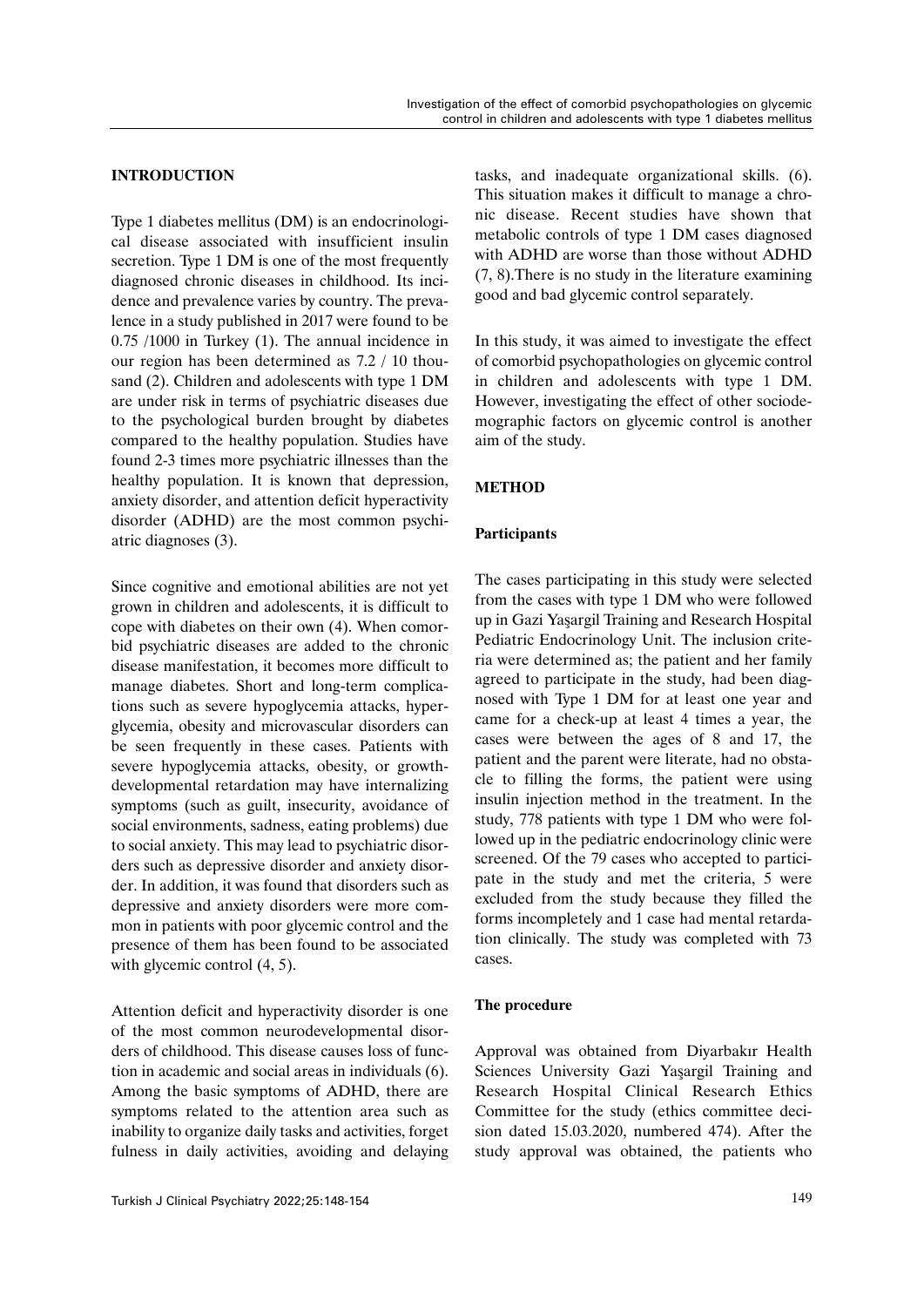## INTRODUCTION

Type 1 diabetes mellitus (DM) is an endocrinological disease associated with insufficient insulin secretion. Type 1 DM is one of the most frequently diagnosed chronic diseases in childhood. Its incidence and prevalence varies by country. The prevalence in a study published in 2017 were found to be 0.75 /1000 in Turkey (1). The annual incidence in our region has been determined as 7.2 / 10 thousand (2). Children and adolescents with type 1 DM are under risk in terms of psychiatric diseases due to the psychological burden brought by diabetes compared to the healthy population. Studies have found 2-3 times more psychiatric illnesses than the healthy population. It is known that depression, anxiety disorder, and attention deficit hyperactivity disorder (ADHD) are the most common psychiatric diagnoses (3).

Since cognitive and emotional abilities are not yet grown in children and adolescents, it is difficult to cope with diabetes on their own (4). When comorbid psychiatric diseases are added to the chronic disease manifestation, it becomes more difficult to manage diabetes. Short and long-term complications such as severe hypoglycemia attacks, hyperglycemia, obesity and microvascular disorders can be seen frequently in these cases. Patients with severe hypoglycemia attacks, obesity, or growth-developmental retardation may have internalizing symptoms (such as guilt, insecurity, avoidance of social environments, sadness, eating problems) due to social anxiety. This may lead to psychiatric disorders such as depressive disorder and anxiety disorder. In addition, it was found that disorders such as depressive and anxiety disorders were more common in patients with poor glycemic control and the presence of them has been found to be associated with glycemic control (4, 5).

Attention deficit and hyperactivity disorder is one of the most common neurodevelopmental disorders of childhood. This disease causes loss of function in academic and social areas in individuals (6). Among the basic symptoms of ADHD, there are symptoms related to the attention area such as inability to organize daily tasks and activities, forget fulness in daily activities, avoiding and delaying tasks, and inadequate organizational skills. (6). This situation makes it difficult to manage a chronic disease. Recent studies have shown that metabolic controls of type 1 DM cases diagnosed with ADHD are worse than those without ADHD (7, 8).There is no study in the literature examining good and bad glycemic control separately.

In this study, it was aimed to investigate the effect of comorbid psychopathologies on glycemic control in children and adolescents with type 1 DM. However, investigating the effect of other sociodemographic factors on glycemic control is another aim of the study.

## METHOD

### Participants

The cases participating in this study were selected from the cases with type 1 DM who were followed up in Gazi Yaşargil Training and Research Hospital Pediatric Endocrinology Unit. The inclusion criteria were determined as; the patient and her family agreed to participate in the study, had been diagnosed with Type 1 DM for at least one year and came for a check-up at least 4 times a year, the cases were between the ages of 8 and 17, the patient and the parent were literate, had no obstacle to filling the forms, the patient were using insulin injection method in the treatment. In the study, 778 patients with type 1 DM who were followed up in the pediatric endocrinology clinic were screened. Of the 79 cases who accepted to participate in the study and met the criteria, 5 were excluded from the study because they filled the forms incompletely and 1 case had mental retardation clinically. The study was completed with 73 cases.

### The procedure

Approval was obtained from Diyarbakır Health Sciences University Gazi Yaşargil Training and Research Hospital Clinical Research Ethics Committee for the study (ethics committee decision dated 15.03.2020, numbered 474). After the study approval was obtained, the patients who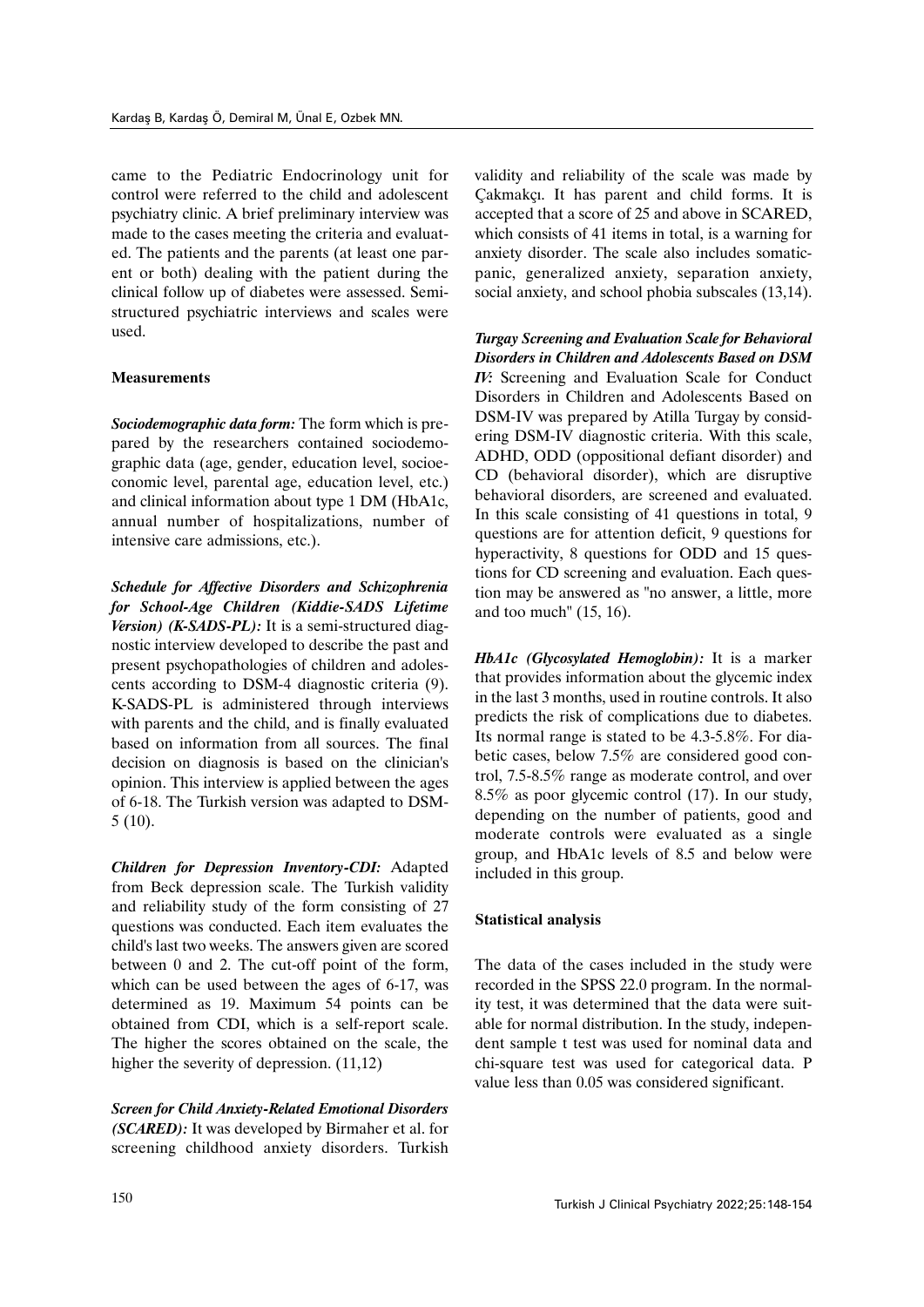came to the Pediatric Endocrinology unit for control were referred to the child and adolescent psychiatry clinic. A brief preliminary interview was made to the cases meeting the criteria and evaluated. The patients and the parents (at least one parent or both) dealing with the patient during the clinical follow up of diabetes were assessed. Semi-structured psychiatric interviews and scales were used.

**Measurements**

***Sociodemographic data form:*** The form which is prepared by the researchers contained sociodemographic data (age, gender, education level, socioeconomic level, parental age, education level, etc.) and clinical information about type 1 DM (HbA1c, annual number of hospitalizations, number of intensive care admissions, etc.).

***Schedule for Affective Disorders and Schizophrenia for School-Age Children (Kiddie-SADS Lifetime Version) (K-SADS-PL):*** It is a semi-structured diagnostic interview developed to describe the past and present psychopathologies of children and adolescents according to DSM-4 diagnostic criteria (9). K-SADS-PL is administered through interviews with parents and the child, and is finally evaluated based on information from all sources. The final decision on diagnosis is based on the clinician's opinion. This interview is applied between the ages of 6-18. The Turkish version was adapted to DSM-5 (10).

***Children for Depression Inventory-CDI:*** Adapted from Beck depression scale. The Turkish validity and reliability study of the form consisting of 27 questions was conducted. Each item evaluates the child's last two weeks. The answers given are scored between 0 and 2. The cut-off point of the form, which can be used between the ages of 6-17, was determined as 19. Maximum 54 points can be obtained from CDI, which is a self-report scale. The higher the scores obtained on the scale, the higher the severity of depression. (11,12)

***Screen for Child Anxiety-Related Emotional Disorders (SCARED):*** It was developed by Birmaher et al. for screening childhood anxiety disorders. Turkish validity and reliability of the scale was made by Çakmakçı. It has parent and child forms. It is accepted that a score of 25 and above in SCARED, which consists of 41 items in total, is a warning for anxiety disorder. The scale also includes somatic-panic, generalized anxiety, separation anxiety, social anxiety, and school phobia subscales (13,14).

***Turgay Screening and Evaluation Scale for Behavioral Disorders in Children and Adolescents Based on DSM IV:*** Screening and Evaluation Scale for Conduct Disorders in Children and Adolescents Based on DSM-IV was prepared by Atilla Turgay by considering DSM-IV diagnostic criteria. With this scale, ADHD, ODD (oppositional defiant disorder) and CD (behavioral disorder), which are disruptive behavioral disorders, are screened and evaluated. In this scale consisting of 41 questions in total, 9 questions are for attention deficit, 9 questions for hyperactivity, 8 questions for ODD and 15 questions for CD screening and evaluation. Each question may be answered as "no answer, a little, more and too much" (15, 16).

***HbA1c (Glycosylated Hemoglobin):*** It is a marker that provides information about the glycemic index in the last 3 months, used in routine controls. It also predicts the risk of complications due to diabetes. Its normal range is stated to be 4.3-5.8%. For diabetic cases, below 7.5% are considered good control, 7.5-8.5% range as moderate control, and over 8.5% as poor glycemic control (17). In our study, depending on the number of patients, good and moderate controls were evaluated as a single group, and HbA1c levels of 8.5 and below were included in this group.

**Statistical analysis**

The data of the cases included in the study were recorded in the SPSS 22.0 program. In the normality test, it was determined that the data were suitable for normal distribution. In the study, independent sample t test was used for nominal data and chi-square test was used for categorical data. P value less than 0.05 was considered significant.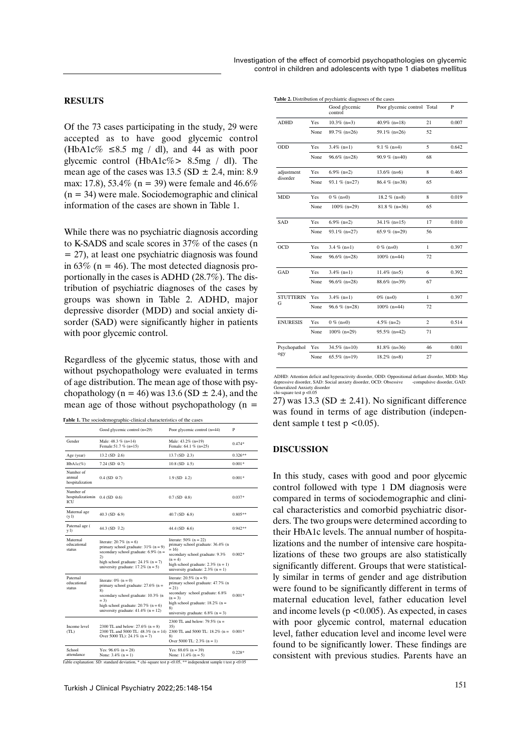## RESULTS

Of the 73 cases participating in the study, 29 were accepted as to have good glycemic control (HbA1c% ≤8.5 mg / dl), and 44 as with poor glycemic control (HbA1c%> 8.5mg / dl). The mean age of the cases was 13.5 (SD ± 2.4, min: 8.9 max: 17.8), 53.4% (n = 39) were female and 46.6% (n = 34) were male. Sociodemographic and clinical information of the cases are shown in Table 1.

While there was no psychiatric diagnosis according to K-SADS and scale scores in 37% of the cases (n = 27), at least one psychiatric diagnosis was found in 63% (n = 46). The most detected diagnosis proportionally in the cases is ADHD (28.7%). The distribution of psychiatric diagnoses of the cases by groups was shown in Table 2. ADHD, major depressive disorder (MDD) and social anxiety disorder (SAD) were significantly higher in patients with poor glycemic control.

Regardless of the glycemic status, those with and without psychopathology were evaluated in terms of age distribution. The mean age of those with psychopathology (n = 46) was 13.6 (SD ± 2.4), and the mean age of those without psychopathology (n = 27) was 13.3 (SD ± 2.41). No significant difference was found in terms of age distribution (independent sample t test p <0.05).

**Table 1.** The sociodemographic-clinical characteristics of the cases

| | Good glycemic control (n=29) | Poor glycemic control (n=44) | P |
|---|---|---|---|
| Gender | Male: 48.3 % (n=14) Female:51.7 % (n=15) | Male: 43.2% (n=19) Female: 64.1 % (n=25) | 0.474* |
| Age (year) | 13.2 (SD 2.6) | 13.7 (SD 2.3) | 0.326** |
| HbA1c(%) | 7.24 (SD 0.7) | 10.8 (SD 4.5) | 0.001* |
| Number of annual hospitalization | 0.4 (SD 0.7) | 1.9 (SD 4.2) | 0.001* |
| Number of hospitalizationin ICU | 0.4 (SD 0.6) | 0.7 (SD 0.8) | 0.037* |
| Maternal age (y l) | 40.3 (SD 6.9) | 40.7 (SD 6.8) | 0.805** |
| Paternal age (y l) | 44.3 (SD 7.2) | 44.4 (SD 6.6) | 0.942** |
| Maternal educational status | literate: 20.7% (n = 6) primary school graduate: 31% (n = 9) secondary school graduate: 6.9% (n = 2) high school graduate: 24.1% (n = 7) university graduate: 17.2% (n = 5) | literate: 50% (n = 22) primary school graduate: 36.4% (n = 16) secondary school graduate: 9.3% (n = 4) high school graduate: 2.3% (n = 1) university graduate: 2.3% (n = 1) | 0.002* |
| Paternal educational status | literate: 0% (n = 0) primary school graduate: 27.6% (n = 8) secondary school graduate: 10.3% (n = 3) high school graduate: 20.7% (n = 6) university graduate: 41.4% (n = 12) | literate: 20.5% (n = 9) primary school graduate: 47.7% (n = 21) secondary school graduate: 6.8% (n = 3) high school graduate: 18.2% (n = 8) university graduate: 6.8% (n = 3) | 0.001* |
| Income level (TL) | 2300 TL and below: 27.6% (n = 8) 2300 TL and 5000 TL: 48.3% (n = 14) Over 5000 TL): 24.1% (n = 7) | 2300 TL and below: 79.5% (n = 35) 2300 TL and 5000 TL: 18.2% (n = 8) Over 5000 TL: 2.3% (n = 1) | 0.001* |
| School attendance | Yes: 96.6% (n = 28) None: 3.4% (n = 1) | Yes: 88.6% (n = 39) None: 11.4% (n = 5) | 0.228* |

Table explanation: SD: standard deviation, * chi-square test p <0.05, ** independent sample t test p <0.05

**Table 2.** Distribution of psychiatric diagnoses of the cases

| | | Good glycemic control | Poor glycemic control | Total | P |
|---|---|---|---|---|---|
| ADHD | Yes | 10.3% (n=3) | 40.9% (n=18) | 21 | 0.007 |
| | None | 89.7% (n=26) | 59.1% (n=26) | 52 | |
| ODD | Yes | 3.4% (n=1) | 9.1 % (n=4) | 5 | 0.642 |
| | None | 96.6% (n=28) | 90.9 % (n=40) | 68 | |
| adjustment disorder | Yes | 6.9% (n=2) | 13.6% (n=6) | 8 | 0.465 |
| | None | 93.1 % (n=27) | 86.4 % (n=38) | 65 | |
| MDD | Yes | 0 % (n=0) | 18.2 % (n=8) | 8 | 0.019 |
| | None | 100% (n=29) | 81.8 % (n=36) | 65 | |
| SAD | Yes | 6.9% (n=2) | 34.1% (n=15) | 17 | 0.010 |
| | None | 93.1% (n=27) | 65.9 % (n=29) | 56 | |
| OCD | Yes | 3.4 % (n=1) | 0 % (n=0) | 1 | 0.397 |
| | None | 96.6% (n=28) | 100% (n=44) | 72 | |
| GAD | Yes | 3.4% (n=1) | 11.4% (n=5) | 6 | 0.392 |
| | None | 96.6% (n=28) | 88.6% (n=39) | 67 | |
| STUTTERING | Yes | 3.4% (n=1) | 0% (n=0) | 1 | 0.397 |
| | None | 96.6 % (n=28) | 100% (n=44) | 72 | |
| ENURESIS | Yes | 0 % (n=0) | 4.5% (n=2) | 2 | 0.514 |
| | None | 100% (n=29) | 95.5% (n=42) | 71 | |
| Psychopathology | Yes | 34.5% (n=10) | 81.8% (n=36) | 46 | 0.001 |
| | None | 65.5% (n=19) | 18.2% (n=8) | 27 | |

ADHD: Attention deficit and hyperactivity disorder, ODD: Oppositional defiant disorder, MDD: Major depressive disorder, SAD: Social anxiety disorder, OCD: Obsessive -compulsive disorder, GAD: Generalized Anxiety disorder
chi-square test p <0.05

## DISCUSSION

In this study, cases with good and poor glycemic control followed with type 1 DM diagnosis were compared in terms of sociodemographic and clinical characteristics and comorbid psychiatric disorders. The two groups were determined according to their HbA1c levels. The annual number of hospitalizations and the number of intensive care hospitalizations of these two groups are also statistically significantly different. Groups that were statistically similar in terms of gender and age distribution were found to be significantly different in terms of maternal education level, father education level and income levels (p <0.005). As expected, in cases with poor glycemic control, maternal education level, father education level and income level were found to be significantly lower. These findings are consistent with previous studies. Parents have an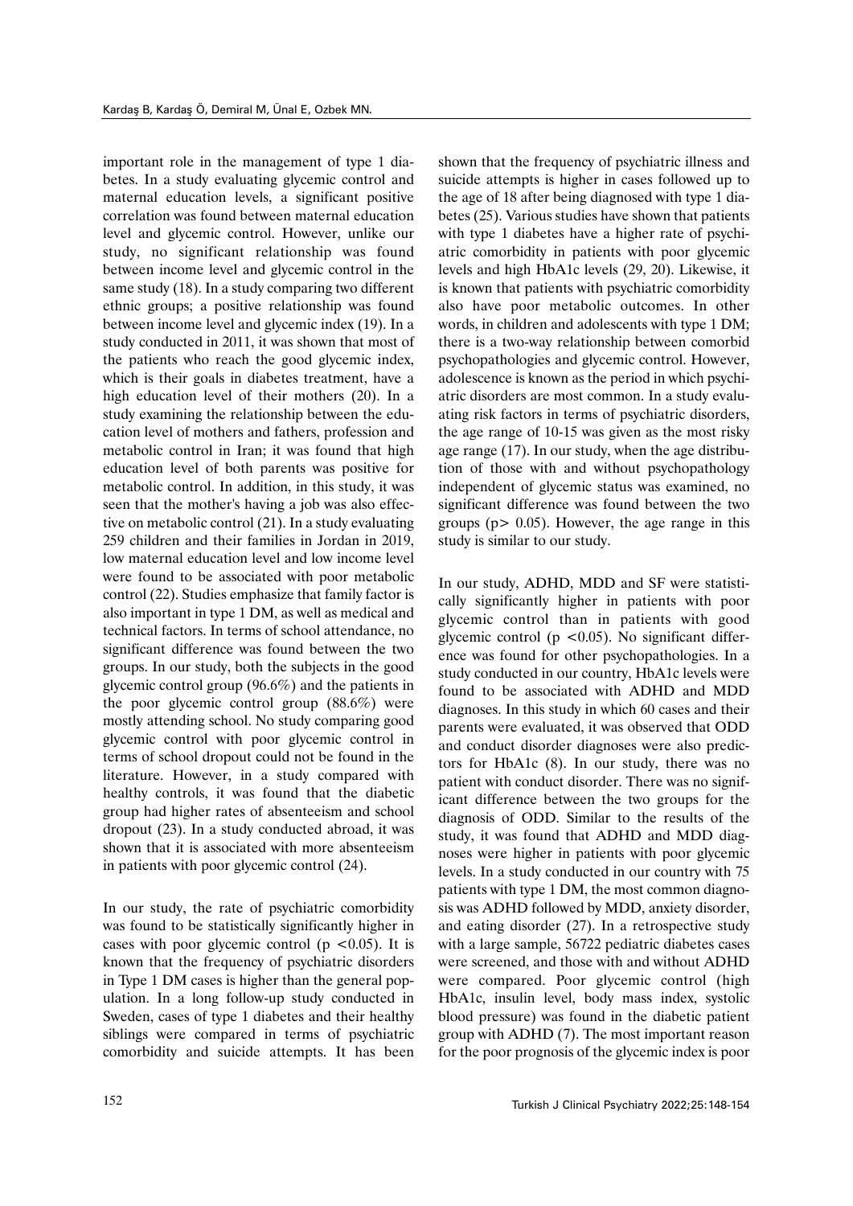important role in the management of type 1 diabetes. In a study evaluating glycemic control and maternal education levels, a significant positive correlation was found between maternal education level and glycemic control. However, unlike our study, no significant relationship was found between income level and glycemic control in the same study (18). In a study comparing two different ethnic groups; a positive relationship was found between income level and glycemic index (19). In a study conducted in 2011, it was shown that most of the patients who reach the good glycemic index, which is their goals in diabetes treatment, have a high education level of their mothers (20). In a study examining the relationship between the education level of mothers and fathers, profession and metabolic control in Iran; it was found that high education level of both parents was positive for metabolic control. In addition, in this study, it was seen that the mother's having a job was also effective on metabolic control (21). In a study evaluating 259 children and their families in Jordan in 2019, low maternal education level and low income level were found to be associated with poor metabolic control (22). Studies emphasize that family factor is also important in type 1 DM, as well as medical and technical factors. In terms of school attendance, no significant difference was found between the two groups. In our study, both the subjects in the good glycemic control group (96.6%) and the patients in the poor glycemic control group (88.6%) were mostly attending school. No study comparing good glycemic control with poor glycemic control in terms of school dropout could not be found in the literature. However, in a study compared with healthy controls, it was found that the diabetic group had higher rates of absenteeism and school dropout (23). In a study conducted abroad, it was shown that it is associated with more absenteeism in patients with poor glycemic control (24).

In our study, the rate of psychiatric comorbidity was found to be statistically significantly higher in cases with poor glycemic control ($p < 0.05$). It is known that the frequency of psychiatric disorders in Type 1 DM cases is higher than the general population. In a long follow-up study conducted in Sweden, cases of type 1 diabetes and their healthy siblings were compared in terms of psychiatric comorbidity and suicide attempts. It has been shown that the frequency of psychiatric illness and suicide attempts is higher in cases followed up to the age of 18 after being diagnosed with type 1 diabetes (25). Various studies have shown that patients with type 1 diabetes have a higher rate of psychiatric comorbidity in patients with poor glycemic levels and high HbA1c levels (29, 20). Likewise, it is known that patients with psychiatric comorbidity also have poor metabolic outcomes. In other words, in children and adolescents with type 1 DM; there is a two-way relationship between comorbid psychopathologies and glycemic control. However, adolescence is known as the period in which psychiatric disorders are most common. In a study evaluating risk factors in terms of psychiatric disorders, the age range of 10-15 was given as the most risky age range (17). In our study, when the age distribution of those with and without psychopathology independent of glycemic status was examined, no significant difference was found between the two groups ($p > 0.05$). However, the age range in this study is similar to our study.

In our study, ADHD, MDD and SF were statistically significantly higher in patients with poor glycemic control than in patients with good glycemic control ($p < 0.05$). No significant difference was found for other psychopathologies. In a study conducted in our country, HbA1c levels were found to be associated with ADHD and MDD diagnoses. In this study in which 60 cases and their parents were evaluated, it was observed that ODD and conduct disorder diagnoses were also predictors for HbA1c (8). In our study, there was no patient with conduct disorder. There was no significant difference between the two groups for the diagnosis of ODD. Similar to the results of the study, it was found that ADHD and MDD diagnoses were higher in patients with poor glycemic levels. In a study conducted in our country with 75 patients with type 1 DM, the most common diagnosis was ADHD followed by MDD, anxiety disorder, and eating disorder (27). In a retrospective study with a large sample, 56722 pediatric diabetes cases were screened, and those with and without ADHD were compared. Poor glycemic control (high HbA1c, insulin level, body mass index, systolic blood pressure) was found in the diabetic patient group with ADHD (7). The most important reason for the poor prognosis of the glycemic index is poor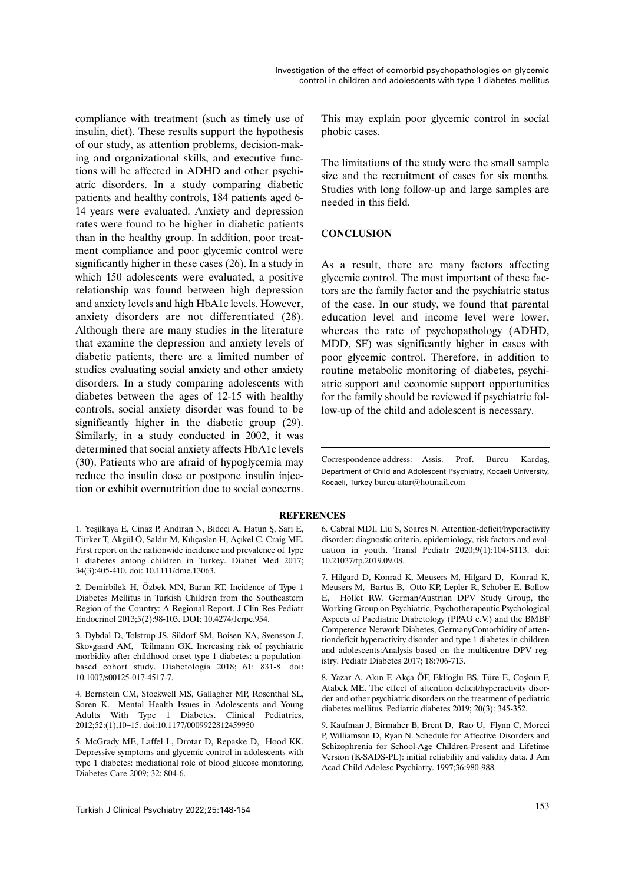compliance with treatment (such as timely use of insulin, diet). These results support the hypothesis of our study, as attention problems, decision-making and organizational skills, and executive functions will be affected in ADHD and other psychiatric disorders. In a study comparing diabetic patients and healthy controls, 184 patients aged 6-14 years were evaluated. Anxiety and depression rates were found to be higher in diabetic patients than in the healthy group. In addition, poor treatment compliance and poor glycemic control were significantly higher in these cases (26). In a study in which 150 adolescents were evaluated, a positive relationship was found between high depression and anxiety levels and high HbA1c levels. However, anxiety disorders are not differentiated (28). Although there are many studies in the literature that examine the depression and anxiety levels of diabetic patients, there are a limited number of studies evaluating social anxiety and other anxiety disorders. In a study comparing adolescents with diabetes between the ages of 12-15 with healthy controls, social anxiety disorder was found to be significantly higher in the diabetic group (29). Similarly, in a study conducted in 2002, it was determined that social anxiety affects HbA1c levels (30). Patients who are afraid of hypoglycemia may reduce the insulin dose or postpone insulin injection or exhibit overnutrition due to social concerns. This may explain poor glycemic control in social phobic cases.

The limitations of the study were the small sample size and the recruitment of cases for six months. Studies with long follow-up and large samples are needed in this field.

## CONCLUSION

As a result, there are many factors affecting glycemic control. The most important of these factors are the family factor and the psychiatric status of the case. In our study, we found that parental education level and income level were lower, whereas the rate of psychopathology (ADHD, MDD, SF) was significantly higher in cases with poor glycemic control. Therefore, in addition to routine metabolic monitoring of diabetes, psychiatric support and economic support opportunities for the family should be reviewed if psychiatric follow-up of the child and adolescent is necessary.

Correspondence address: Assis. Prof. Burcu Kardaş, Department of Child and Adolescent Psychiatry, Kocaeli University, Kocaeli, Turkey burcu-atar@hotmail.com

## REFERENCES

1. Yeşilkaya E, Cinaz P, Andıran N, Bideci A, Hatun Ş, Sarı E, Türker T, Akgül Ö, Saldır M, Kılıçaslan H, Açıkel C, Craig ME. First report on the nationwide incidence and prevalence of Type 1 diabetes among children in Turkey. Diabet Med 2017; 34(3):405-410. doi: 10.1111/dme.13063.

2. Demirbilek H, Özbek MN, Baran RT. Incidence of Type 1 Diabetes Mellitus in Turkish Children from the Southeastern Region of the Country: A Regional Report. J Clin Res Pediatr Endocrinol 2013;5(2):98-103. DOI: 10.4274/Jcrpe.954.

3. Dybdal D, Tolstrup JS, Sildorf SM, Boisen KA, Svensson J, Skovgaard AM, Teilmann GK. Increasing risk of psychiatric morbidity after childhood onset type 1 diabetes: a population-based cohort study. Diabetologia 2018; 61: 831-8. doi: 10.1007/s00125-017-4517-7.

4. Bernstein CM, Stockwell MS, Gallagher MP, Rosenthal SL, Soren K. Mental Health Issues in Adolescents and Young Adults With Type 1 Diabetes. Clinical Pediatrics, 2012;52:(1),10–15. doi:10.1177/0009922812459950

5. McGrady ME, Laffel L, Drotar D, Repaske D, Hood KK. Depressive symptoms and glycemic control in adolescents with type 1 diabetes: mediational role of blood glucose monitoring. Diabetes Care 2009; 32: 804-6.

6. Cabral MDI, Liu S, Soares N. Attention-deficit/hyperactivity disorder: diagnostic criteria, epidemiology, risk factors and evaluation in youth. Transl Pediatr 2020;9(1):104-S113. doi: 10.21037/tp.2019.09.08.

7. Hilgard D, Konrad K, Meusers M, Hilgard D, Konrad K, Meusers M, Bartus B, Otto KP, Lepler R, Schober E, Bollow E, Hollet RW. German/Austrian DPV Study Group, the Working Group on Psychiatric, Psychotherapeutic Psychological Aspects of Paediatric Diabetology (PPAG e.V.) and the BMBF Competence Network Diabetes, GermanyComorbidity of attentiondeficit hyperactivity disorder and type 1 diabetes in children and adolescents:Analysis based on the multicentre DPV registry. Pediatr Diabetes 2017; 18:706-713.

8. Yazar A, Akın F, Akça ÖF, Eklioğlu BS, Türe E, Coşkun F, Atabek ME. The effect of attention deficit/hyperactivity disorder and other psychiatric disorders on the treatment of pediatric diabetes mellitus. Pediatric diabetes 2019; 20(3): 345-352.

9. Kaufman J, Birmaher B, Brent D, Rao U, Flynn C, Moreci P, Williamson D, Ryan N. Schedule for Affective Disorders and Schizophrenia for School-Age Children-Present and Lifetime Version (K-SADS-PL): initial reliability and validity data. J Am Acad Child Adolesc Psychiatry. 1997;36:980-988.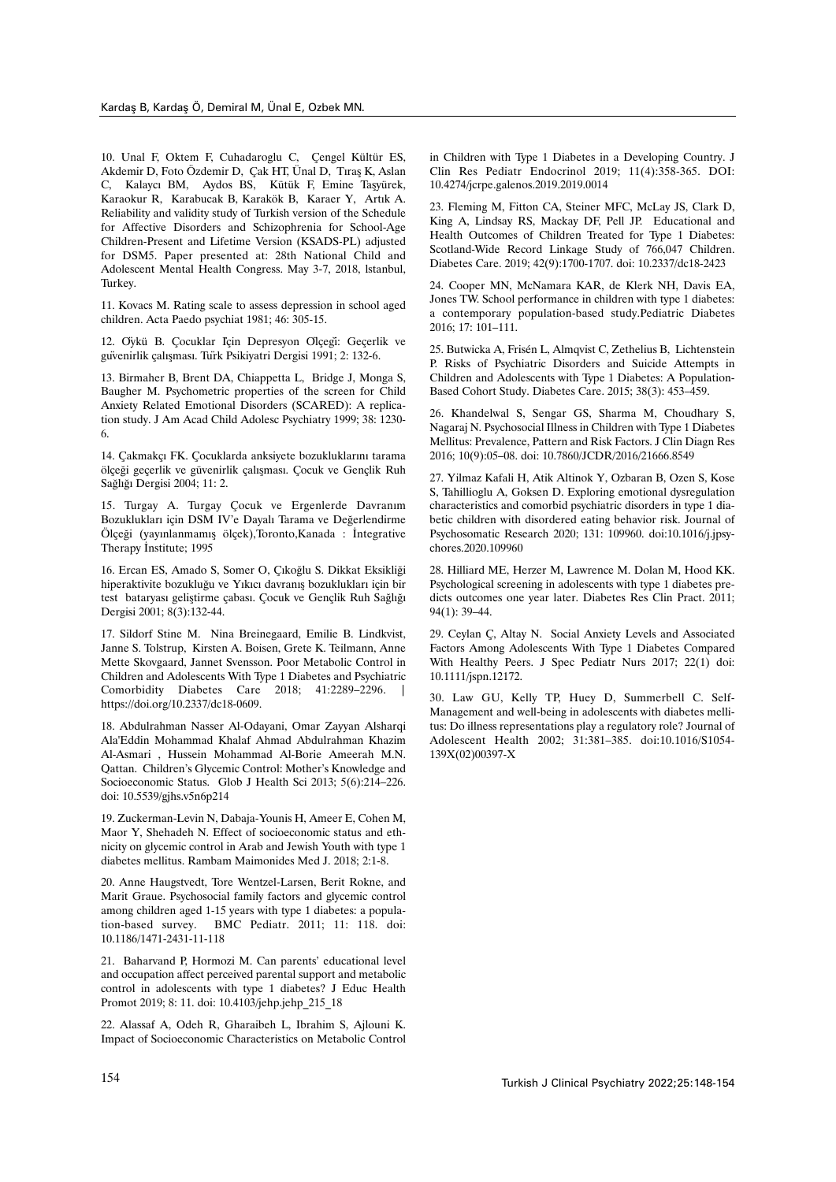10. Unal F, Oktem F, Cuhadaroglu C, Çengel Kültür ES, Akdemir D, Foto Özdemir D, Çak HT, Ünal D, Tıraş K, Aslan C, Kalaycı BM, Aydos BS, Kütük F, Emine Taşyürek, Karaokur R, Karabucak B, Karakök B, Karaer Y, Artık A. Reliability and validity study of Turkish version of the Schedule for Affective Disorders and Schizophrenia for School-Age Children-Present and Lifetime Version (KSADS-PL) adjusted for DSM5. Paper presented at: 28th National Child and Adolescent Mental Health Congress. May 3-7, 2018, lstanbul, Turkey.

11. Kovacs M. Rating scale to assess depression in school aged children. Acta Paedo psychiat 1981; 46: 305-15.

12. Öykü B. Çocuklar Için Depresyon Ölçeği: Geçerlik ve güvenirlik çalışması. Türk Psikiyatri Dergisi 1991; 2: 132-6.

13. Birmaher B, Brent DA, Chiappetta L, Bridge J, Monga S, Baugher M. Psychometric properties of the screen for Child Anxiety Related Emotional Disorders (SCARED): A replication study. J Am Acad Child Adolesc Psychiatry 1999; 38: 1230-6.

14. Çakmakçı FK. Çocuklarda anksiyete bozukluklarını tarama ölçeği geçerlik ve güvenirlik çalışması. Çocuk ve Gençlik Ruh Sağlığı Dergisi 2004; 11: 2.

15. Turgay A. Turgay Çocuk ve Ergenlerde Davranım Bozuklukları için DSM IV'e Dayalı Tarama ve Değerlendirme Ölçeği (yayınlanmamış ölçek),Toronto,Kanada : İntegrative Therapy İnstitute; 1995

16. Ercan ES, Amado S, Somer O, Çıkoğlu S. Dikkat Eksikliği hiperaktivite bozukluğu ve Yıkıcı davranış bozuklukları için bir test bataryası geliştirme çabası. Çocuk ve Gençlik Ruh Sağlığı Dergisi 2001; 8(3):132-44.

17. Sildorf Stine M. Nina Breinegaard, Emilie B. Lindkvist, Janne S. Tolstrup, Kirsten A. Boisen, Grete K. Teilmann, Anne Mette Skovgaard, Jannet Svensson. Poor Metabolic Control in Children and Adolescents With Type 1 Diabetes and Psychiatric Comorbidity Diabetes Care 2018; 41:2289–2296. | https://doi.org/10.2337/dc18-0609.

18. Abdulrahman Nasser Al-Odayani, Omar Zayyan Alsharqi Ala'Eddin Mohammad Khalaf Ahmad Abdulrahman Khazim Al-Asmari , Hussein Mohammad Al-Borie Ameerah M.N. Qattan. Children's Glycemic Control: Mother's Knowledge and Socioeconomic Status. Glob J Health Sci 2013; 5(6):214–226. doi: 10.5539/gjhs.v5n6p214

19. Zuckerman-Levin N, Dabaja-Younis H, Ameer E, Cohen M, Maor Y, Shehadeh N. Effect of socioeconomic status and ethnicity on glycemic control in Arab and Jewish Youth with type 1 diabetes mellitus. Rambam Maimonides Med J. 2018; 2:1-8.

20. Anne Haugstvedt, Tore Wentzel-Larsen, Berit Rokne, and Marit Graue. Psychosocial family factors and glycemic control among children aged 1-15 years with type 1 diabetes: a population-based survey. BMC Pediatr. 2011; 11: 118. doi: 10.1186/1471-2431-11-118

21. Baharvand P, Hormozi M. Can parents' educational level and occupation affect perceived parental support and metabolic control in adolescents with type 1 diabetes? J Educ Health Promot 2019; 8: 11. doi: 10.4103/jehp.jehp_215_18

22. Alassaf A, Odeh R, Gharaibeh L, Ibrahim S, Ajlouni K. Impact of Socioeconomic Characteristics on Metabolic Control in Children with Type 1 Diabetes in a Developing Country. J Clin Res Pediatr Endocrinol 2019; 11(4):358-365. DOI: 10.4274/jcrpe.galenos.2019.2019.0014

23. Fleming M, Fitton CA, Steiner MFC, McLay JS, Clark D, King A, Lindsay RS, Mackay DF, Pell JP. Educational and Health Outcomes of Children Treated for Type 1 Diabetes: Scotland-Wide Record Linkage Study of 766,047 Children. Diabetes Care. 2019; 42(9):1700-1707. doi: 10.2337/dc18-2423

24. Cooper MN, McNamara KAR, de Klerk NH, Davis EA, Jones TW. School performance in children with type 1 diabetes: a contemporary population-based study.Pediatric Diabetes 2016; 17: 101–111.

25. Butwicka A, Frisén L, Almqvist C, Zethelius B, Lichtenstein P. Risks of Psychiatric Disorders and Suicide Attempts in Children and Adolescents with Type 1 Diabetes: A Population-Based Cohort Study. Diabetes Care. 2015; 38(3): 453–459.

26. Khandelwal S, Sengar GS, Sharma M, Choudhary S, Nagaraj N. Psychosocial Illness in Children with Type 1 Diabetes Mellitus: Prevalence, Pattern and Risk Factors. J Clin Diagn Res 2016; 10(9):05–08. doi: 10.7860/JCDR/2016/21666.8549

27. Yilmaz Kafali H, Atik Altinok Y, Ozbaran B, Ozen S, Kose S, Tahillioglu A, Goksen D. Exploring emotional dysregulation characteristics and comorbid psychiatric disorders in type 1 diabetic children with disordered eating behavior risk. Journal of Psychosomatic Research 2020; 131: 109960. doi:10.1016/j.jpsychores.2020.109960

28. Hilliard ME, Herzer M, Lawrence M. Dolan M, Hood KK. Psychological screening in adolescents with type 1 diabetes predicts outcomes one year later. Diabetes Res Clin Pract. 2011; 94(1): 39–44.

29. Ceylan Ç, Altay N. Social Anxiety Levels and Associated Factors Among Adolescents With Type 1 Diabetes Compared With Healthy Peers. J Spec Pediatr Nurs 2017; 22(1) doi: 10.1111/jspn.12172.

30. Law GU, Kelly TP, Huey D, Summerbell C. Self-Management and well-being in adolescents with diabetes mellitus: Do illness representations play a regulatory role? Journal of Adolescent Health 2002; 31:381–385. doi:10.1016/S1054-139X(02)00397-X